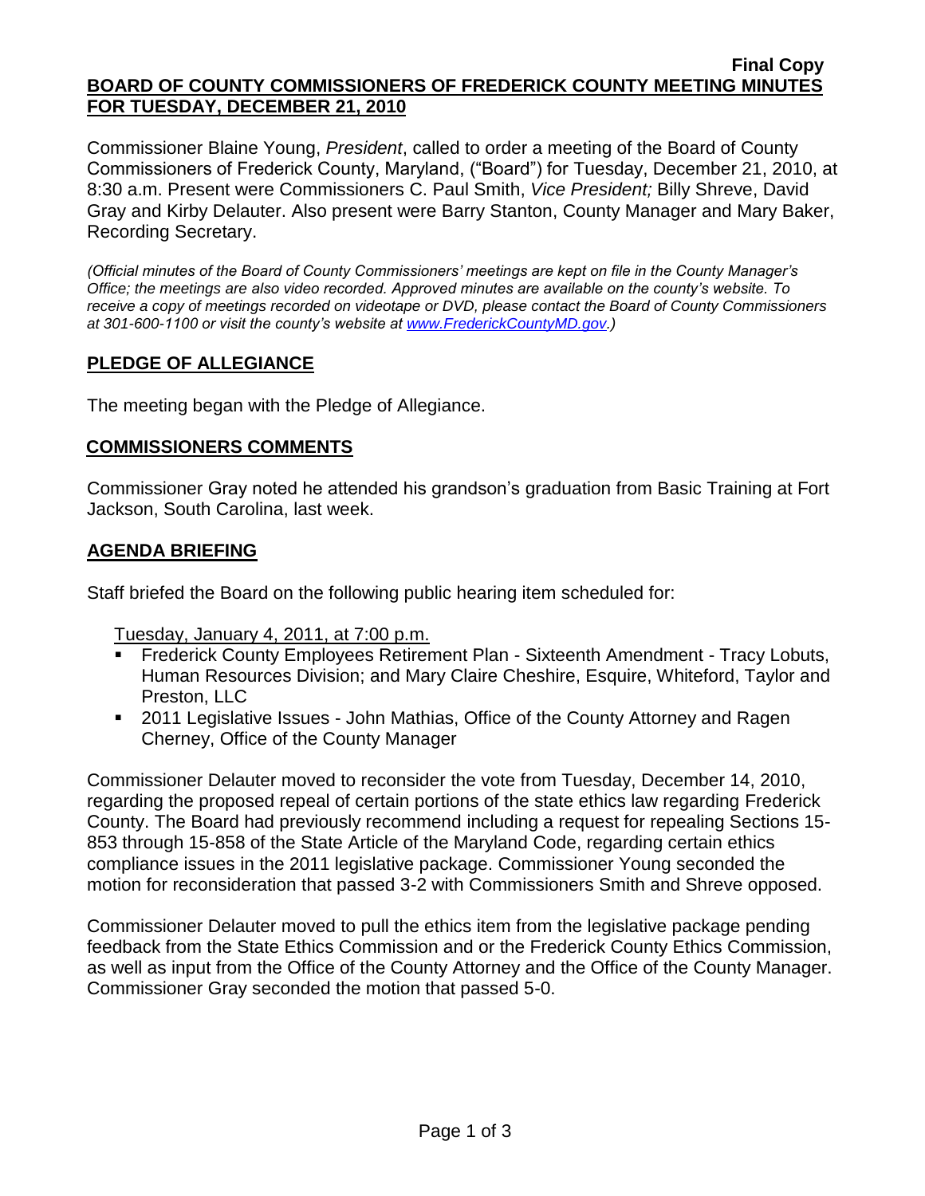**Final Copy**

**BOARD OF COUNTY COMMISSIONERS OF FREDERICK COUNTY MEETING MINUTES FOR TUESDAY, DECEMBER 21, 2010**

Commissioner Blaine Young, *President*, called to order a meeting of the Board of County Commissioners of Frederick County, Maryland, ("Board") for Tuesday, December 21, 2010, at 8:30 a.m. Present were Commissioners C. Paul Smith, *Vice President;* Billy Shreve, David Gray and Kirby Delauter. Also present were Barry Stanton, County Manager and Mary Baker, Recording Secretary.

*(Official minutes of the Board of County Commissioners' meetings are kept on file in the County Manager's Office; the meetings are also video recorded. Approved minutes are available on the county's website. To receive a copy of meetings recorded on videotape or DVD, please contact the Board of County Commissioners at 301-600-1100 or visit the county's website at [www.FrederickCountyMD.gov](http://www.FrederickCountyMD.gov).)*

## PLEDGE OF ALLEGIANCE

The meeting began with the Pledge of Allegiance.

## COMMISSIONERS COMMENTS

Commissioner Gray noted he attended his grandson's graduation from Basic Training at Fort Jackson, South Carolina, last week.

## AGENDA BRIEFING

Staff briefed the Board on the following public hearing item scheduled for:

Tuesday, January 4, 2011, at 7:00 p.m.

- Frederick County Employees Retirement Plan - Sixteenth Amendment - Tracy Lobuts, Human Resources Division; and Mary Claire Cheshire, Esquire, Whiteford, Taylor and Preston, LLC
- 2011 Legislative Issues - John Mathias, Office of the County Attorney and Ragen Cherney, Office of the County Manager

Commissioner Delauter moved to reconsider the vote from Tuesday, December 14, 2010, regarding the proposed repeal of certain portions of the state ethics law regarding Frederick County. The Board had previously recommend including a request for repealing Sections 15-853 through 15-858 of the State Article of the Maryland Code, regarding certain ethics compliance issues in the 2011 legislative package. Commissioner Young seconded the motion for reconsideration that passed 3-2 with Commissioners Smith and Shreve opposed.

Commissioner Delauter moved to pull the ethics item from the legislative package pending feedback from the State Ethics Commission and or the Frederick County Ethics Commission, as well as input from the Office of the County Attorney and the Office of the County Manager. Commissioner Gray seconded the motion that passed 5-0.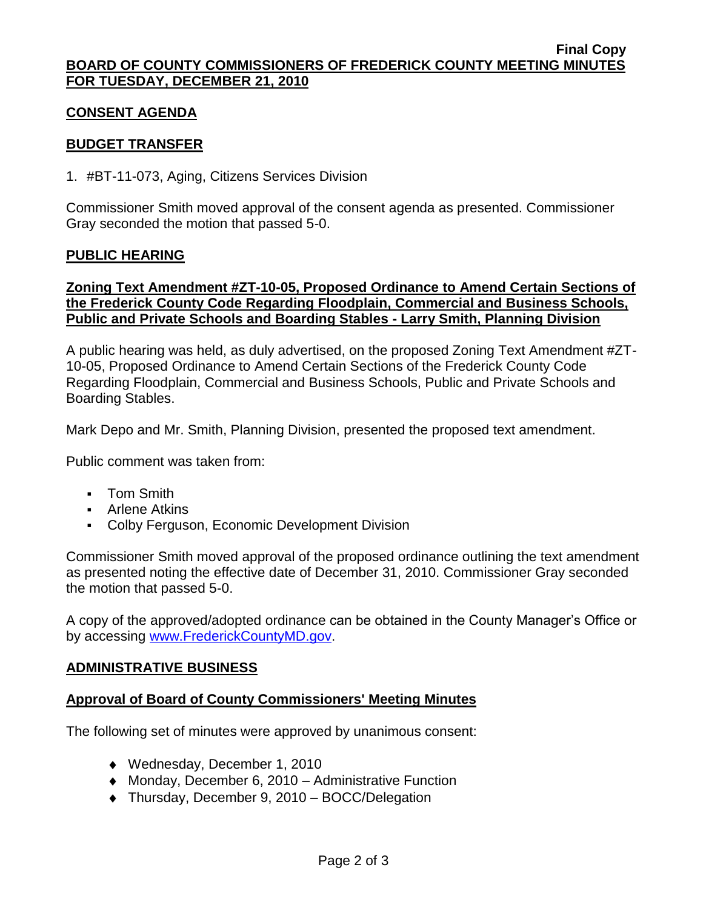**Final Copy**

**BOARD OF COUNTY COMMISSIONERS OF FREDERICK COUNTY MEETING MINUTES FOR TUESDAY, DECEMBER 21, 2010**

## CONSENT AGENDA

## BUDGET TRANSFER

1. #BT-11-073, Aging, Citizens Services Division

Commissioner Smith moved approval of the consent agenda as presented. Commissioner Gray seconded the motion that passed 5-0.

## PUBLIC HEARING

### Zoning Text Amendment #ZT-10-05, Proposed Ordinance to Amend Certain Sections of the Frederick County Code Regarding Floodplain, Commercial and Business Schools, Public and Private Schools and Boarding Stables - Larry Smith, Planning Division

A public hearing was held, as duly advertised, on the proposed Zoning Text Amendment #ZT-10-05, Proposed Ordinance to Amend Certain Sections of the Frederick County Code Regarding Floodplain, Commercial and Business Schools, Public and Private Schools and Boarding Stables.

Mark Depo and Mr. Smith, Planning Division, presented the proposed text amendment.

Public comment was taken from:

- Tom Smith
- Arlene Atkins
- Colby Ferguson, Economic Development Division

Commissioner Smith moved approval of the proposed ordinance outlining the text amendment as presented noting the effective date of December 31, 2010. Commissioner Gray seconded the motion that passed 5-0.

A copy of the approved/adopted ordinance can be obtained in the County Manager's Office or by accessing www.FrederickCountyMD.gov.

## ADMINISTRATIVE BUSINESS

### Approval of Board of County Commissioners' Meeting Minutes

The following set of minutes were approved by unanimous consent:

- Wednesday, December 1, 2010
- Monday, December 6, 2010 – Administrative Function
- Thursday, December 9, 2010 – BOCC/Delegation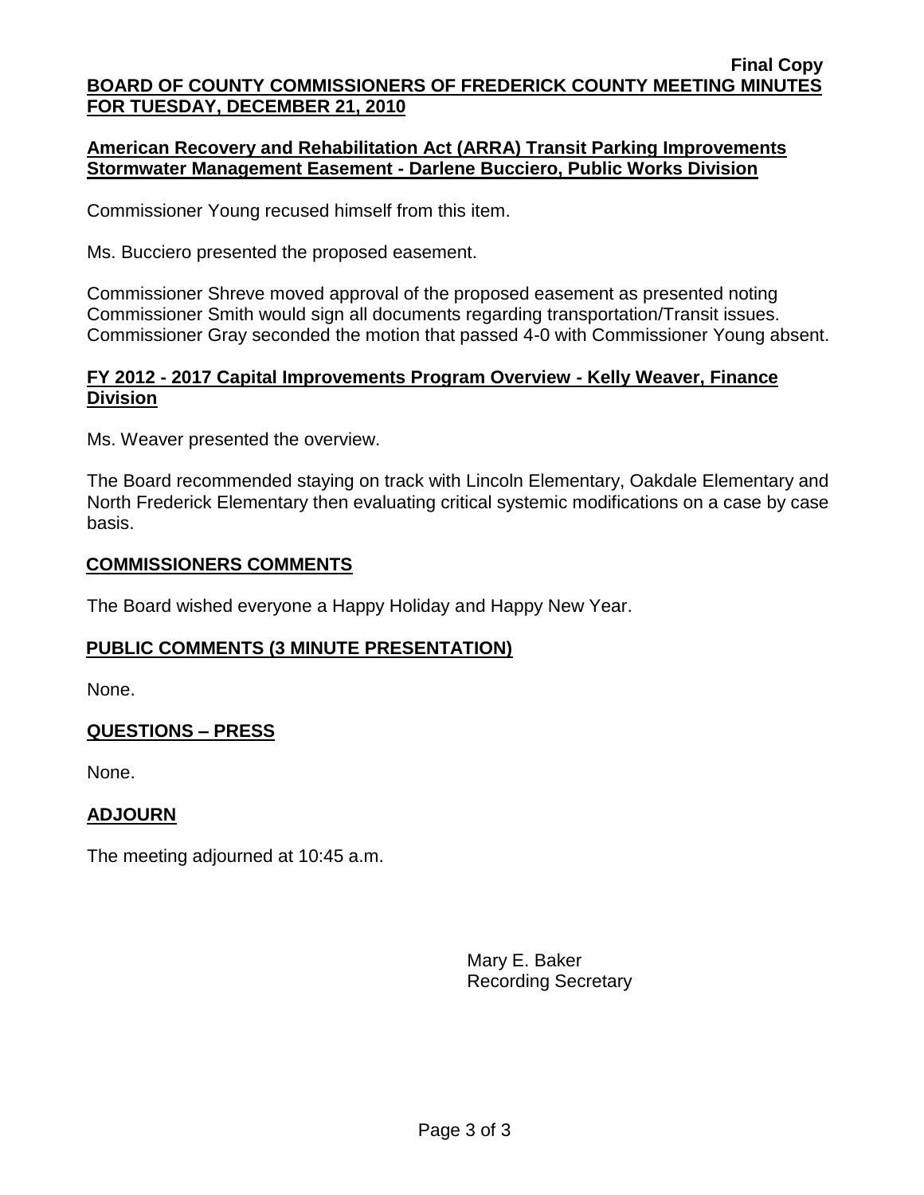**Final Copy**

**BOARD OF COUNTY COMMISSIONERS OF FREDERICK COUNTY MEETING MINUTES FOR TUESDAY, DECEMBER 21, 2010**

**American Recovery and Rehabilitation Act (ARRA) Transit Parking Improvements Stormwater Management Easement - Darlene Bucciero, Public Works Division**

Commissioner Young recused himself from this item.

Ms. Bucciero presented the proposed easement.

Commissioner Shreve moved approval of the proposed easement as presented noting Commissioner Smith would sign all documents regarding transportation/Transit issues. Commissioner Gray seconded the motion that passed 4-0 with Commissioner Young absent.

**FY 2012 - 2017 Capital Improvements Program Overview - Kelly Weaver, Finance Division**

Ms. Weaver presented the overview.

The Board recommended staying on track with Lincoln Elementary, Oakdale Elementary and North Frederick Elementary then evaluating critical systemic modifications on a case by case basis.

**COMMISSIONERS COMMENTS**

The Board wished everyone a Happy Holiday and Happy New Year.

**PUBLIC COMMENTS (3 MINUTE PRESENTATION)**

None.

**QUESTIONS – PRESS**

None.

**ADJOURN**

The meeting adjourned at 10:45 a.m.

Mary E. Baker
Recording Secretary